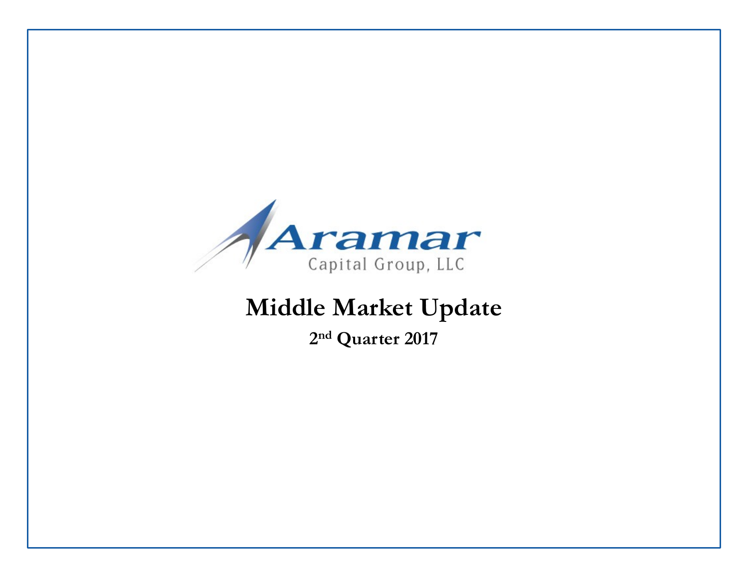Aramar

Capital Group, LLC

# Middle Market Update

## 2nd Quarter 2017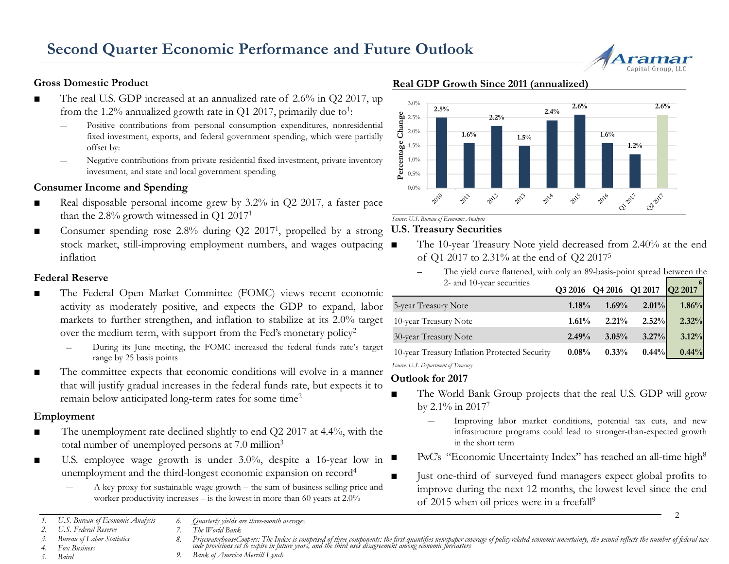# Second Quarter Economic Performance and Future Outlook

## Gross Domestic Product

- The real U.S. GDP increased at an annualized rate of 2.6% in Q2 2017, up from the 1.2% annualized growth rate in Q1 2017, primarily due to[1]:
  - Positive contributions from personal consumption expenditures, nonresidential fixed investment, exports, and federal government spending, which were partially offset by:
  - Negative contributions from private residential fixed investment, private inventory investment, and state and local government spending

## Consumer Income and Spending

- Real disposable personal income grew by 3.2% in Q2 2017, a faster pace than the 2.8% growth witnessed in Q1 2017[1]
- Consumer spending rose 2.8% during Q2 2017[1], propelled by a strong stock market, still-improving employment numbers, and wages outpacing inflation

## Federal Reserve

- The Federal Open Market Committee (FOMC) views recent economic activity as moderately positive, and expects the GDP to expand, labor markets to further strengthen, and inflation to stabilize at its 2.0% target over the medium term, with support from the Fed's monetary policy[2]
  - During its June meeting, the FOMC increased the federal funds rate's target range by 25 basis points
- The committee expects that economic conditions will evolve in a manner that will justify gradual increases in the federal funds rate, but expects it to remain below anticipated long-term rates for some time[2]

## Employment

- The unemployment rate declined slightly to end Q2 2017 at 4.4%, with the total number of unemployed persons at 7.0 million[3]
- U.S. employee wage growth is under 3.0%, despite a 16-year low in unemployment and the third-longest economic expansion on record[4]
  - A key proxy for sustainable wage growth – the sum of business selling price and worker productivity increases – is the lowest in more than 60 years at 2.0%

## Real GDP Growth Since 2011 (annualized)

| Period | Percentage Change |
|---|---|
| 2010 | 2.5% |
| 2011 | 1.6% |
| 2012 | 2.2% |
| 2013 | 1.5% |
| 2014 | 2.4% |
| 2015 | 2.6% |
| 2016 | 1.6% |
| Q1 2017 | 1.2% |
| Q2 2017 | 2.6% |

*Source: U.S. Bureau of Economic Analysis*

## U.S. Treasury Securities

- The 10-year Treasury Note yield decreased from 2.40% at the end of Q1 2017 to 2.31% at the end of Q2 2017[5]
  - The yield curve flattened, with only an 89-basis-point spread between the 2- and 10-year securities

| | Q3 2016 | Q4 2016 | Q1 2017 | Q2 2017[6] |
|---|---|---|---|---|
| 5-year Treasury Note | 1.18% | 1.69% | 2.01% | 1.86% |
| 10-year Treasury Note | 1.61% | 2.21% | 2.52% | 2.32% |
| 30-year Treasury Note | 2.49% | 3.05% | 3.27% | 3.12% |
| 10-year Treasury Inflation Protected Security | 0.08% | 0.33% | 0.44% | 0.44% |

*Source: U.S. Department of Treasury*

## Outlook for 2017

- The World Bank Group projects that the real U.S. GDP will grow by 2.1% in 2017[7]
  - Improving labor market conditions, potential tax cuts, and new infrastructure programs could lead to stronger-than-expected growth in the short term
- PwC's "Economic Uncertainty Index" has reached an all-time high[8]
- Just one-third of surveyed fund managers expect global profits to improve during the next 12 months, the lowest level since the end of 2015 when oil prices were in a freefall[9]

---

1. *U.S. Bureau of Economic Analysis*
2. *U.S. Federal Reserve*
3. *Bureau of Labor Statistics*
4. *Fox Business*
5. *Baird*
6. *Quarterly yields are three-month averages*
7. *The World Bank*
8. *PricewaterhouseCoopers: The Index is comprised of three components: the first quantifies newspaper coverage of policy-related economic uncertainty, the second reflects the number of federal tax code provisions set to expire in future years, and the third uses disagreement among economic forecasters*
9. *Bank of America Merrill Lynch*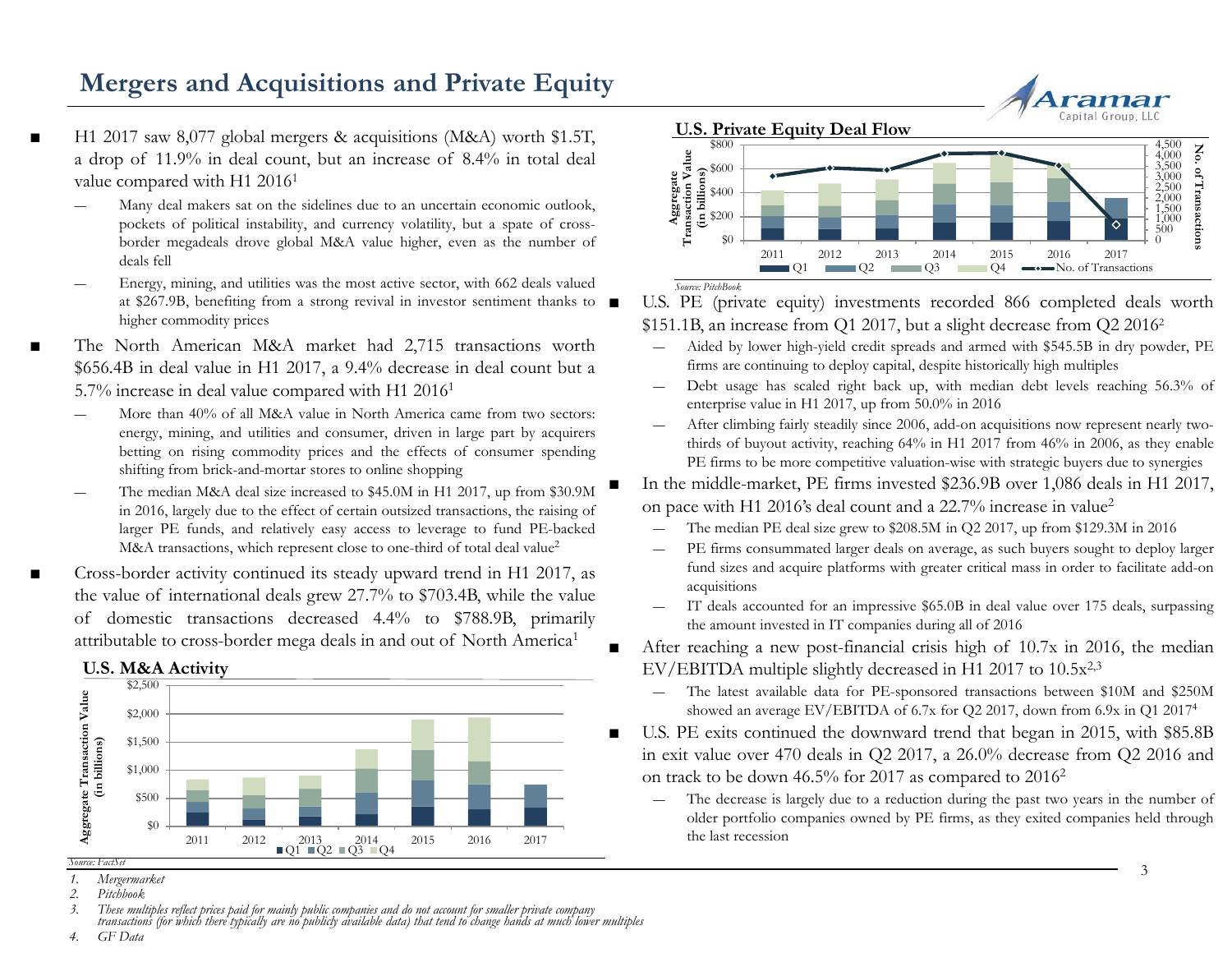# Mergers and Acquisitions and Private Equity

- H1 2017 saw 8,077 global mergers & acquisitions (M&A) worth \$1.5T, a drop of 11.9% in deal count, but an increase of 8.4% in total deal value compared with H1 2016[1]
  - Many deal makers sat on the sidelines due to an uncertain economic outlook, pockets of political instability, and currency volatility, but a spate of cross-border megadeals drove global M&A value higher, even as the number of deals fell
  - Energy, mining, and utilities was the most active sector, with 662 deals valued at \$267.9B, benefiting from a strong revival in investor sentiment thanks to higher commodity prices
- The North American M&A market had 2,715 transactions worth \$656.4B in deal value in H1 2017, a 9.4% decrease in deal count but a 5.7% increase in deal value compared with H1 2016[1]
  - More than 40% of all M&A value in North America came from two sectors: energy, mining, and utilities and consumer, driven in large part by acquirers betting on rising commodity prices and the effects of consumer spending shifting from brick-and-mortar stores to online shopping
  - The median M&A deal size increased to \$45.0M in H1 2017, up from \$30.9M in 2016, largely due to the effect of certain outsized transactions, the raising of larger PE funds, and relatively easy access to leverage to fund PE-backed M&A transactions, which represent close to one-third of total deal value[2]
- Cross-border activity continued its steady upward trend in H1 2017, as the value of international deals grew 27.7% to \$703.4B, while the value of domestic transactions decreased 4.4% to \$788.9B, primarily attributable to cross-border mega deals in and out of North America[1]

**U.S. M&A Activity**

*Source: FactSet*

**U.S. Private Equity Deal Flow**

*Source: PitchBook*

- U.S. PE (private equity) investments recorded 866 completed deals worth \$151.1B, an increase from Q1 2017, but a slight decrease from Q2 2016[2]
  - Aided by lower high-yield credit spreads and armed with \$545.5B in dry powder, PE firms are continuing to deploy capital, despite historically high multiples
  - Debt usage has scaled right back up, with median debt levels reaching 56.3% of enterprise value in H1 2017, up from 50.0% in 2016
  - After climbing fairly steadily since 2006, add-on acquisitions now represent nearly two-thirds of buyout activity, reaching 64% in H1 2017 from 46% in 2006, as they enable PE firms to be more competitive valuation-wise with strategic buyers due to synergies
- In the middle-market, PE firms invested \$236.9B over 1,086 deals in H1 2017, on pace with H1 2016's deal count and a 22.7% increase in value[2]
  - The median PE deal size grew to \$208.5M in Q2 2017, up from \$129.3M in 2016
  - PE firms consummated larger deals on average, as such buyers sought to deploy larger fund sizes and acquire platforms with greater critical mass in order to facilitate add-on acquisitions
  - IT deals accounted for an impressive \$65.0B in deal value over 175 deals, surpassing the amount invested in IT companies during all of 2016
- After reaching a new post-financial crisis high of 10.7x in 2016, the median EV/EBITDA multiple slightly decreased in H1 2017 to 10.5x[2,3]
  - The latest available data for PE-sponsored transactions between \$10M and \$250M showed an average EV/EBITDA of 6.7x for Q2 2017, down from 6.9x in Q1 2017[4]
- U.S. PE exits continued the downward trend that began in 2015, with \$85.8B in exit value over 470 deals in Q2 2017, a 26.0% decrease from Q2 2016 and on track to be down 46.5% for 2017 as compared to 2016[2]
  - The decrease is largely due to a reduction during the past two years in the number of older portfolio companies owned by PE firms, as they exited companies held through the last recession

1. *Mergermarket*
2. *Pitchbook*
3. *These multiples reflect prices paid for mainly public companies and do not account for smaller private company transactions (for which there typically are no publicly available data) that tend to change hands at much lower multiples*
4. *GF Data*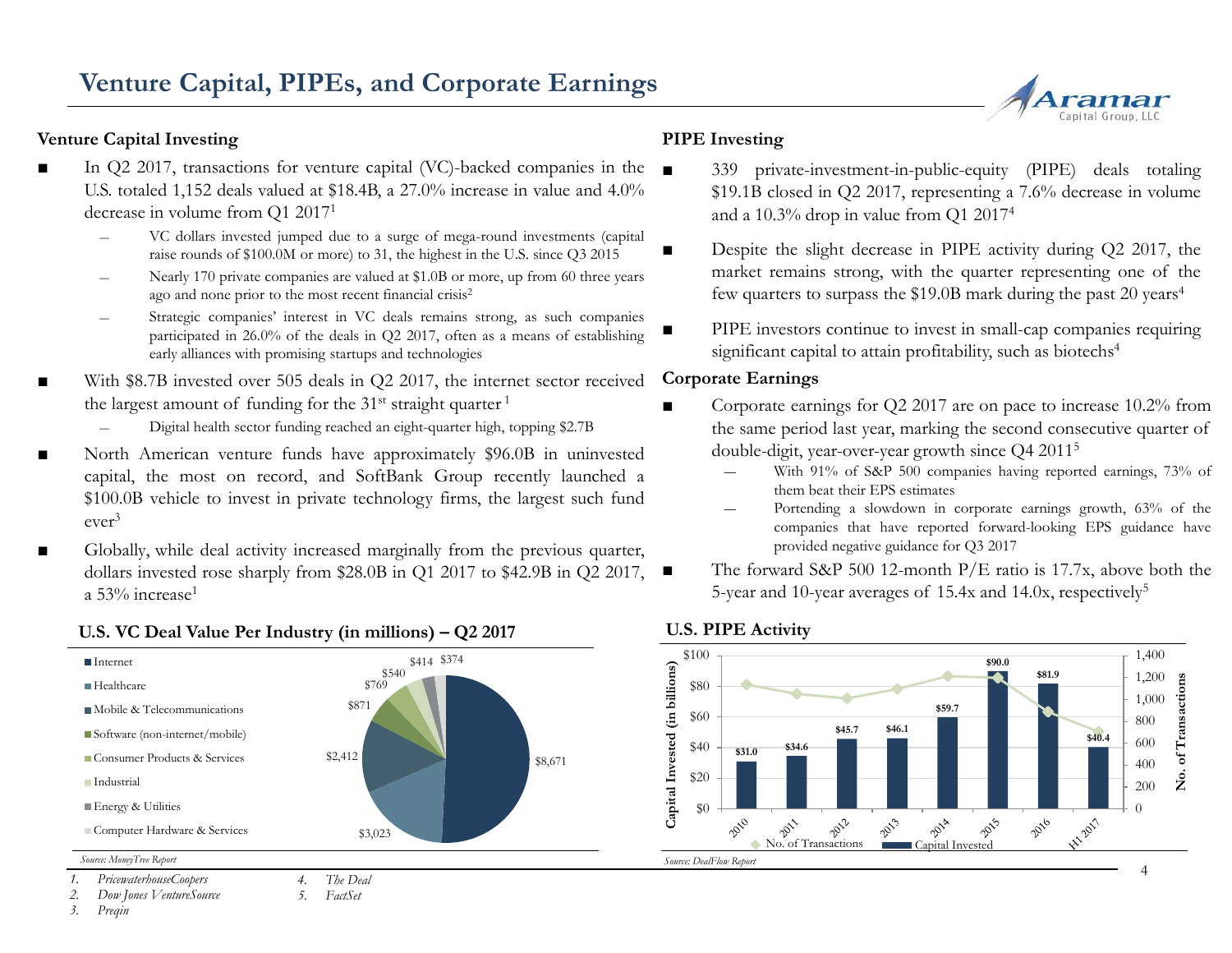# Venture Capital, PIPEs, and Corporate Earnings

### Venture Capital Investing

- In Q2 2017, transactions for venture capital (VC)-backed companies in the U.S. totaled 1,152 deals valued at $18.4B, a 27.0% increase in value and 4.0% decrease in volume from Q1 2017[1]
  - VC dollars invested jumped due to a surge of mega-round investments (capital raise rounds of $100.0M or more) to 31, the highest in the U.S. since Q3 2015
  - Nearly 170 private companies are valued at $1.0B or more, up from 60 three years ago and none prior to the most recent financial crisis[2]
  - Strategic companies' interest in VC deals remains strong, as such companies participated in 26.0% of the deals in Q2 2017, often as a means of establishing early alliances with promising startups and technologies
- With $8.7B invested over 505 deals in Q2 2017, the internet sector received the largest amount of funding for the 31st straight quarter [1]
  - Digital health sector funding reached an eight-quarter high, topping $2.7B
- North American venture funds have approximately $96.0B in uninvested capital, the most on record, and SoftBank Group recently launched a $100.0B vehicle to invest in private technology firms, the largest such fund ever[3]
- Globally, while deal activity increased marginally from the previous quarter, dollars invested rose sharply from $28.0B in Q1 2017 to $42.9B in Q2 2017, a 53% increase[1]

### U.S. VC Deal Value Per Industry (in millions) – Q2 2017

| Industry | Deal Value |
|---|---|
| Internet | $8,671 |
| Healthcare | $3,023 |
| Mobile & Telecommunications | $2,412 |
| Software (non-internet/mobile) | $871 |
| Consumer Products & Services | $769 |
| Industrial | $540 |
| Energy & Utilities | $414 |
| Computer Hardware & Services | $374 |

*Source: MoneyTree Report*

### PIPE Investing

- 339 private-investment-in-public-equity (PIPE) deals totaling $19.1B closed in Q2 2017, representing a 7.6% decrease in volume and a 10.3% drop in value from Q1 2017[4]
- Despite the slight decrease in PIPE activity during Q2 2017, the market remains strong, with the quarter representing one of the few quarters to surpass the $19.0B mark during the past 20 years[4]
- PIPE investors continue to invest in small-cap companies requiring significant capital to attain profitability, such as biotechs[4]

### Corporate Earnings

- Corporate earnings for Q2 2017 are on pace to increase 10.2% from the same period last year, marking the second consecutive quarter of double-digit, year-over-year growth since Q4 2011[5]
  - With 91% of S&P 500 companies having reported earnings, 73% of them beat their EPS estimates
  - Portending a slowdown in corporate earnings growth, 63% of the companies that have reported forward-looking EPS guidance have provided negative guidance for Q3 2017
- The forward S&P 500 12-month P/E ratio is 17.7x, above both the 5-year and 10-year averages of 15.4x and 14.0x, respectively[5]

### U.S. PIPE Activity

| Year | Capital Invested (in billions) |
|---|---|
| 2010 | $31.0 |
| 2011 | $34.6 |
| 2012 | $45.7 |
| 2013 | $46.1 |
| 2014 | $59.7 |
| 2015 | $90.0 |
| 2016 | $81.9 |
| H1 2017 | $40.4 |

*Source: DealFlow Report*

1. *PricewaterhouseCoopers*
2. *Dow Jones VentureSource*
3. *Preqin*
4. *The Deal*
5. *FactSet*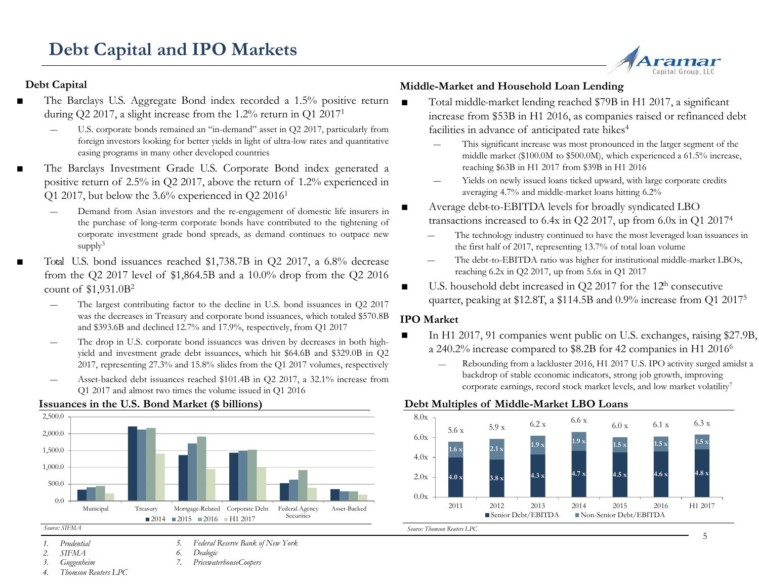# Debt Capital and IPO Markets

## Debt Capital

- The Barclays U.S. Aggregate Bond index recorded a 1.5% positive return during Q2 2017, a slight increase from the 1.2% return in Q1 2017[1]
  - U.S. corporate bonds remained an "in-demand" asset in Q2 2017, particularly from foreign investors looking for better yields in light of ultra-low rates and quantitative easing programs in many other developed countries
- The Barclays Investment Grade U.S. Corporate Bond index generated a positive return of 2.5% in Q2 2017, above the return of 1.2% experienced in Q1 2017, but below the 3.6% experienced in Q2 2016[1]
  - Demand from Asian investors and the re-engagement of domestic life insurers in the purchase of long-term corporate bonds have contributed to the tightening of corporate investment grade bond spreads, as demand continues to outpace new supply[3]
- Total U.S. bond issuances reached $1,738.7B in Q2 2017, a 6.8% decrease from the Q2 2017 level of $1,864.5B and a 10.0% drop from the Q2 2016 count of $1,931.0B[2]
  - The largest contributing factor to the decline in U.S. bond issuances in Q2 2017 was the decreases in Treasury and corporate bond issuances, which totaled $570.8B and $393.6B and declined 12.7% and 17.9%, respectively, from Q1 2017
  - The drop in U.S. corporate bond issuances was driven by decreases in both high-yield and investment grade debt issuances, which hit $64.6B and $329.0B in Q2 2017, representing 27.3% and 15.8% slides from the Q1 2017 volumes, respectively
  - Asset-backed debt issuances reached $101.4B in Q2 2017, a 32.1% increase from Q1 2017 and almost two times the volume issued in Q1 2016

### Issuances in the U.S. Bond Market ($ billions)

Chart: bar chart of issuances (2014, 2015, 2016, H1 2017) for Municipal, Treasury, Mortgage-Related, Corporate Debt, Federal Agency Securities, Asset-Backed. Y-axis 0.0 to 2,500.0.

*Source: SIFMA*

## Middle-Market and Household Loan Lending

- Total middle-market lending reached $79B in H1 2017, a significant increase from $53B in H1 2016, as companies raised or refinanced debt facilities in advance of anticipated rate hikes[4]
  - This significant increase was most pronounced in the larger segment of the middle market ($100.0M to $500.0M), which experienced a 61.5% increase, reaching $63B in H1 2017 from $39B in H1 2016
  - Yields on newly issued loans ticked upward, with large corporate credits averaging 4.7% and middle-market loans hitting 6.2%
- Average debt-to-EBITDA levels for broadly syndicated LBO transactions increased to 6.4x in Q2 2017, up from 6.0x in Q1 2017[4]
  - The technology industry continued to have the most leveraged loan issuances in the first half of 2017, representing 13.7% of total loan volume
  - The debt-to-EBITDA ratio was higher for institutional middle-market LBOs, reaching 6.2x in Q2 2017, up from 5.6x in Q1 2017
- U.S. household debt increased in Q2 2017 for the 12th consecutive quarter, peaking at $12.8T, a $114.5B and 0.9% increase from Q1 2017[5]

## IPO Market

- In H1 2017, 91 companies went public on U.S. exchanges, raising $27.9B, a 240.2% increase compared to $8.2B for 42 companies in H1 2016[6]
  - Rebounding from a lackluster 2016, H1 2017 U.S. IPO activity surged amidst a backdrop of stable economic indicators, strong job growth, improving corporate earnings, record stock market levels, and low market volatility[7]

### Debt Multiples of Middle-Market LBO Loans

| | 2011 | 2012 | 2013 | 2014 | 2015 | 2016 | H1 2017 |
|---|---|---|---|---|---|---|---|
| Senior Debt/EBITDA | 4.0 x | 3.8 x | 4.3 x | 4.7 x | 4.5 x | 4.6 x | 4.8 x |
| Non-Senior Debt/EBITDA | 1.6 x | 2.1 x | 1.9 x | 1.9 x | 1.5 x | 1.5 x | 1.5 x |
| Total | 5.6 x | 5.9 x | 6.2 x | 6.6 x | 6.0 x | 6.1 x | 6.3 x |

*Source: Thomson Reuters LPC*

1. *Prudential*
2. *SIFMA*
3. *Guggenheim*
4. *Thomson Reuters LPC*
5. *Federal Reserve Bank of New York*
6. *Dealogic*
7. *PricewaterhouseCoopers*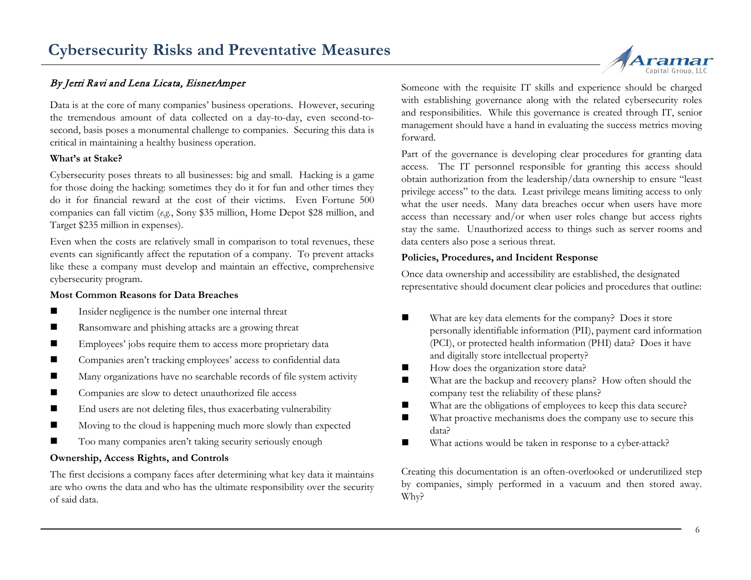# Cybersecurity Risks and Preventative Measures

*By Jerri Ravi and Lena Licata, EisnerAmper*

Data is at the core of many companies' business operations. However, securing the tremendous amount of data collected on a day-to-day, even second-to-second, basis poses a monumental challenge to companies. Securing this data is critical in maintaining a healthy business operation.

**What's at Stake?**

Cybersecurity poses threats to all businesses: big and small. Hacking is a game for those doing the hacking: sometimes they do it for fun and other times they do it for financial reward at the cost of their victims. Even Fortune 500 companies can fall victim (*e.g.*, Sony $35 million, Home Depot $28 million, and Target $235 million in expenses).

Even when the costs are relatively small in comparison to total revenues, these events can significantly affect the reputation of a company. To prevent attacks like these a company must develop and maintain an effective, comprehensive cybersecurity program.

**Most Common Reasons for Data Breaches**

- Insider negligence is the number one internal threat
- Ransomware and phishing attacks are a growing threat
- Employees' jobs require them to access more proprietary data
- Companies aren't tracking employees' access to confidential data
- Many organizations have no searchable records of file system activity
- Companies are slow to detect unauthorized file access
- End users are not deleting files, thus exacerbating vulnerability
- Moving to the cloud is happening much more slowly than expected
- Too many companies aren't taking security seriously enough

**Ownership, Access Rights, and Controls**

The first decisions a company faces after determining what key data it maintains are who owns the data and who has the ultimate responsibility over the security of said data.

Someone with the requisite IT skills and experience should be charged with establishing governance along with the related cybersecurity roles and responsibilities. While this governance is created through IT, senior management should have a hand in evaluating the success metrics moving forward.

Part of the governance is developing clear procedures for granting data access. The IT personnel responsible for granting this access should obtain authorization from the leadership/data ownership to ensure "least privilege access" to the data. Least privilege means limiting access to only what the user needs. Many data breaches occur when users have more access than necessary and/or when user roles change but access rights stay the same. Unauthorized access to things such as server rooms and data centers also pose a serious threat.

**Policies, Procedures, and Incident Response**

Once data ownership and accessibility are established, the designated representative should document clear policies and procedures that outline:

- What are key data elements for the company? Does it store personally identifiable information (PII), payment card information (PCI), or protected health information (PHI) data? Does it have and digitally store intellectual property?
- How does the organization store data?
- What are the backup and recovery plans? How often should the company test the reliability of these plans?
- What are the obligations of employees to keep this data secure?
- What proactive mechanisms does the company use to secure this data?
- What actions would be taken in response to a cyber-attack?

Creating this documentation is an often-overlooked or underutilized step by companies, simply performed in a vacuum and then stored away. Why?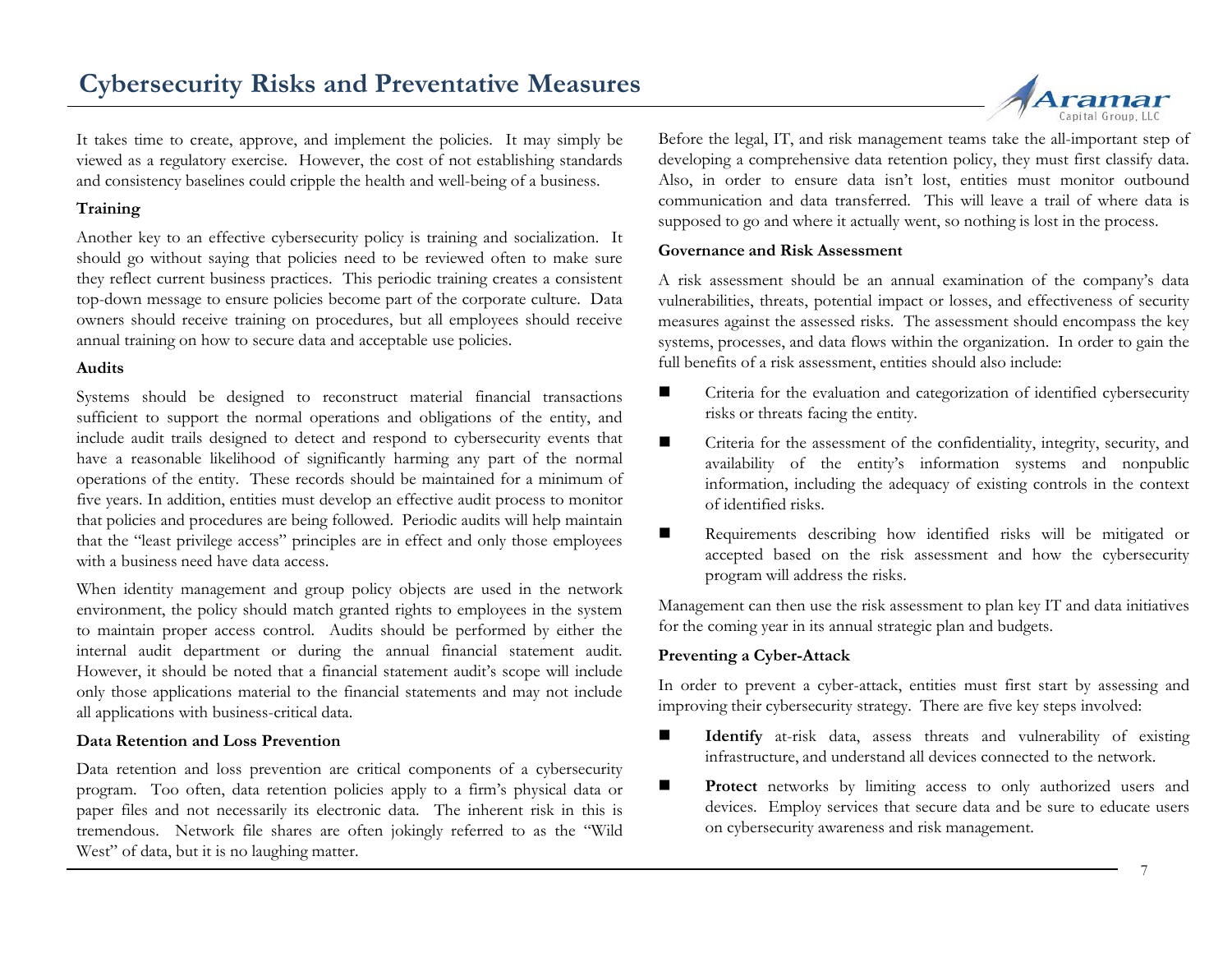It takes time to create, approve, and implement the policies. It may simply be viewed as a regulatory exercise. However, the cost of not establishing standards and consistency baselines could cripple the health and well-being of a business.

**Training**

Another key to an effective cybersecurity policy is training and socialization. It should go without saying that policies need to be reviewed often to make sure they reflect current business practices. This periodic training creates a consistent top-down message to ensure policies become part of the corporate culture. Data owners should receive training on procedures, but all employees should receive annual training on how to secure data and acceptable use policies.

**Audits**

Systems should be designed to reconstruct material financial transactions sufficient to support the normal operations and obligations of the entity, and include audit trails designed to detect and respond to cybersecurity events that have a reasonable likelihood of significantly harming any part of the normal operations of the entity. These records should be maintained for a minimum of five years. In addition, entities must develop an effective audit process to monitor that policies and procedures are being followed. Periodic audits will help maintain that the "least privilege access" principles are in effect and only those employees with a business need have data access.

When identity management and group policy objects are used in the network environment, the policy should match granted rights to employees in the system to maintain proper access control. Audits should be performed by either the internal audit department or during the annual financial statement audit. However, it should be noted that a financial statement audit's scope will include only those applications material to the financial statements and may not include all applications with business-critical data.

**Data Retention and Loss Prevention**

Data retention and loss prevention are critical components of a cybersecurity program. Too often, data retention policies apply to a firm's physical data or paper files and not necessarily its electronic data. The inherent risk in this is tremendous. Network file shares are often jokingly referred to as the "Wild West" of data, but it is no laughing matter.

Before the legal, IT, and risk management teams take the all-important step of developing a comprehensive data retention policy, they must first classify data. Also, in order to ensure data isn't lost, entities must monitor outbound communication and data transferred. This will leave a trail of where data is supposed to go and where it actually went, so nothing is lost in the process.

**Governance and Risk Assessment**

A risk assessment should be an annual examination of the company's data vulnerabilities, threats, potential impact or losses, and effectiveness of security measures against the assessed risks. The assessment should encompass the key systems, processes, and data flows within the organization. In order to gain the full benefits of a risk assessment, entities should also include:

- Criteria for the evaluation and categorization of identified cybersecurity risks or threats facing the entity.
- Criteria for the assessment of the confidentiality, integrity, security, and availability of the entity's information systems and nonpublic information, including the adequacy of existing controls in the context of identified risks.
- Requirements describing how identified risks will be mitigated or accepted based on the risk assessment and how the cybersecurity program will address the risks.

Management can then use the risk assessment to plan key IT and data initiatives for the coming year in its annual strategic plan and budgets.

**Preventing a Cyber-Attack**

In order to prevent a cyber-attack, entities must first start by assessing and improving their cybersecurity strategy. There are five key steps involved:

- **Identify** at-risk data, assess threats and vulnerability of existing infrastructure, and understand all devices connected to the network.
- **Protect** networks by limiting access to only authorized users and devices. Employ services that secure data and be sure to educate users on cybersecurity awareness and risk management.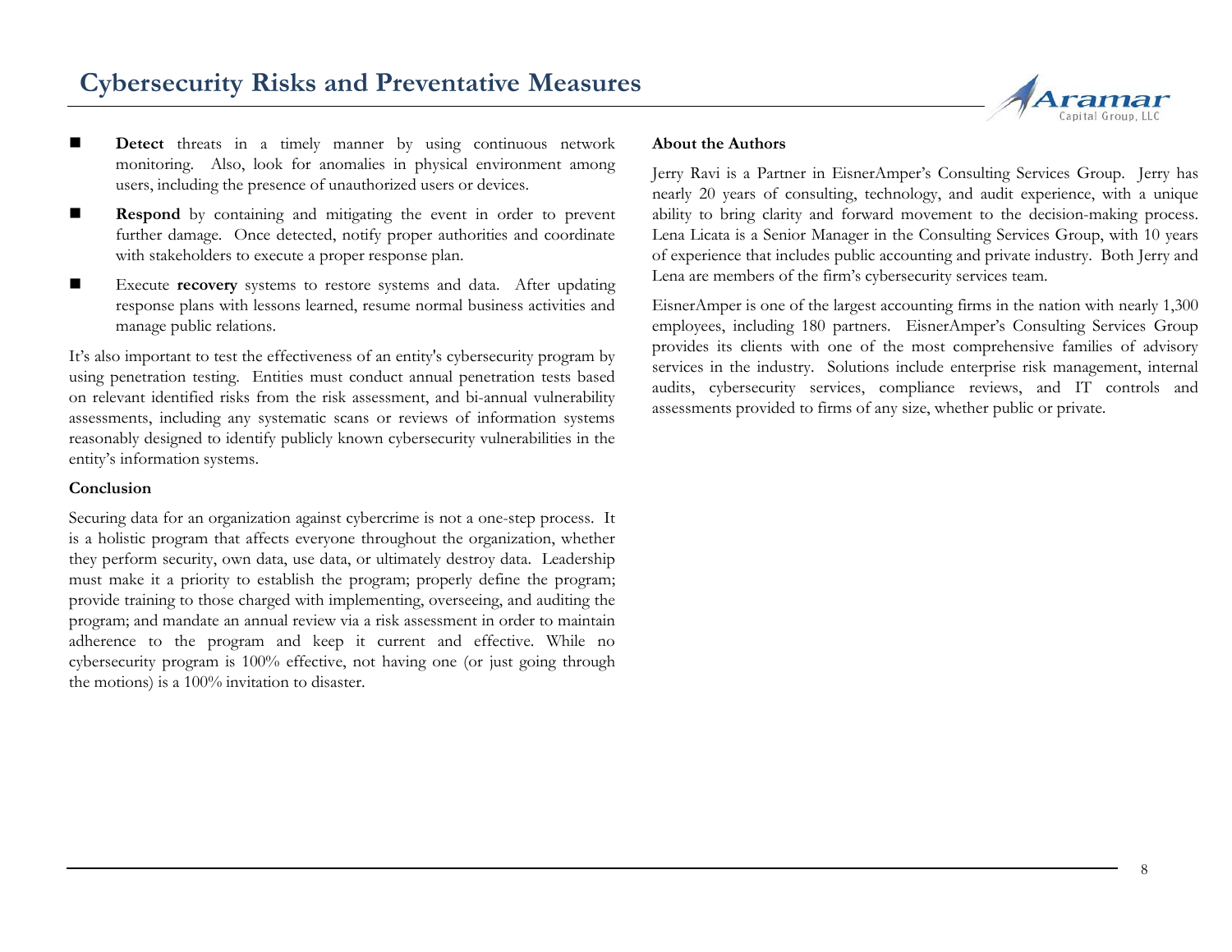- **Detect** threats in a timely manner by using continuous network monitoring. Also, look for anomalies in physical environment among users, including the presence of unauthorized users or devices.
- **Respond** by containing and mitigating the event in order to prevent further damage. Once detected, notify proper authorities and coordinate with stakeholders to execute a proper response plan.
- Execute **recovery** systems to restore systems and data. After updating response plans with lessons learned, resume normal business activities and manage public relations.

It's also important to test the effectiveness of an entity's cybersecurity program by using penetration testing. Entities must conduct annual penetration tests based on relevant identified risks from the risk assessment, and bi-annual vulnerability assessments, including any systematic scans or reviews of information systems reasonably designed to identify publicly known cybersecurity vulnerabilities in the entity's information systems.

**Conclusion**

Securing data for an organization against cybercrime is not a one-step process. It is a holistic program that affects everyone throughout the organization, whether they perform security, own data, use data, or ultimately destroy data. Leadership must make it a priority to establish the program; properly define the program; provide training to those charged with implementing, overseeing, and auditing the program; and mandate an annual review via a risk assessment in order to maintain adherence to the program and keep it current and effective. While no cybersecurity program is 100% effective, not having one (or just going through the motions) is a 100% invitation to disaster.

**About the Authors**

Jerry Ravi is a Partner in EisnerAmper's Consulting Services Group. Jerry has nearly 20 years of consulting, technology, and audit experience, with a unique ability to bring clarity and forward movement to the decision-making process. Lena Licata is a Senior Manager in the Consulting Services Group, with 10 years of experience that includes public accounting and private industry. Both Jerry and Lena are members of the firm's cybersecurity services team.

EisnerAmper is one of the largest accounting firms in the nation with nearly 1,300 employees, including 180 partners. EisnerAmper's Consulting Services Group provides its clients with one of the most comprehensive families of advisory services in the industry. Solutions include enterprise risk management, internal audits, cybersecurity services, compliance reviews, and IT controls and assessments provided to firms of any size, whether public or private.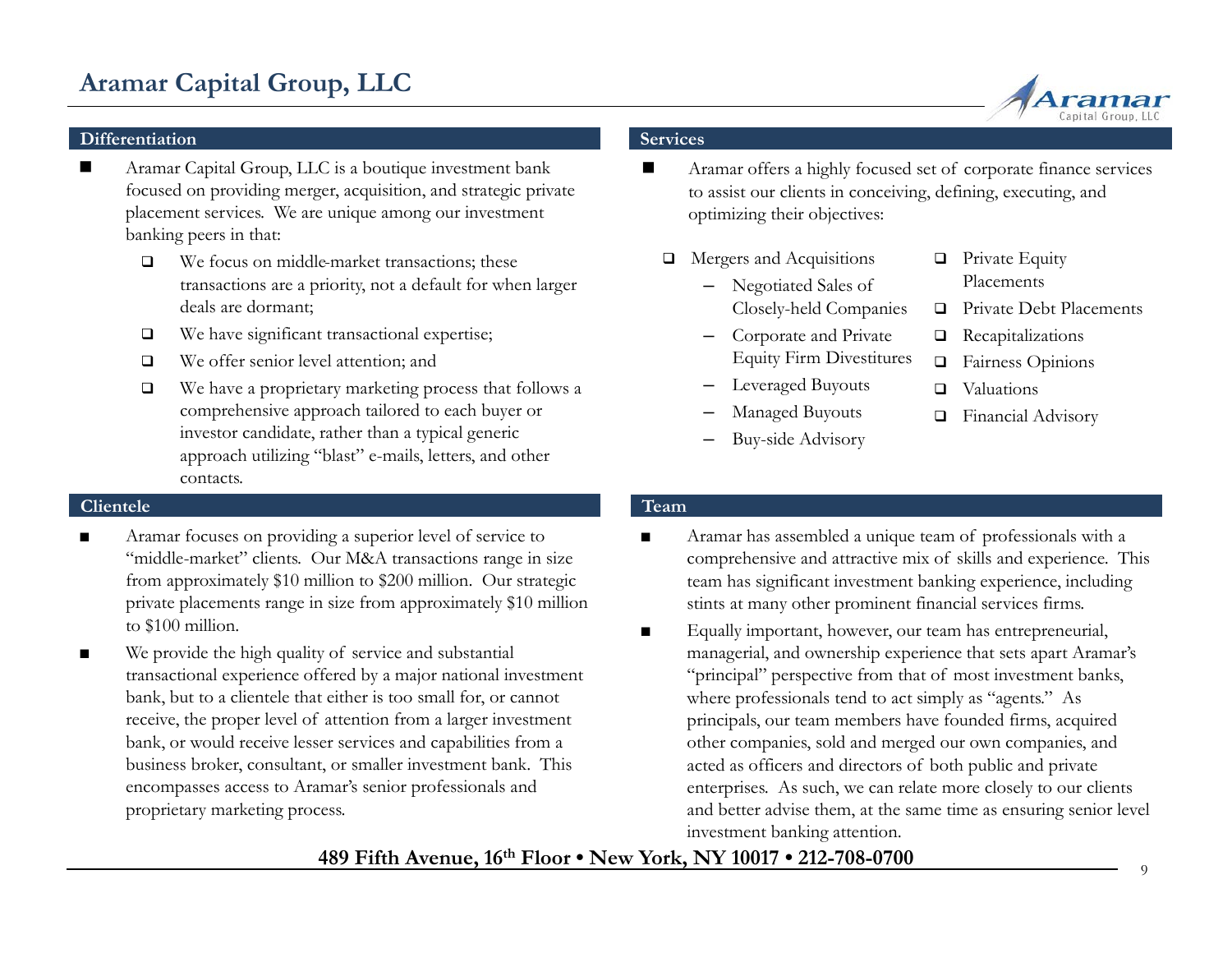# Aramar Capital Group, LLC

## Differentiation

- Aramar Capital Group, LLC is a boutique investment bank focused on providing merger, acquisition, and strategic private placement services. We are unique among our investment banking peers in that:
  - We focus on middle-market transactions; these transactions are a priority, not a default for when larger deals are dormant;
  - We have significant transactional expertise;
  - We offer senior level attention; and
  - We have a proprietary marketing process that follows a comprehensive approach tailored to each buyer or investor candidate, rather than a typical generic approach utilizing "blast" e-mails, letters, and other contacts.

## Clientele

- Aramar focuses on providing a superior level of service to "middle-market" clients. Our M&A transactions range in size from approximately $10 million to $200 million. Our strategic private placements range in size from approximately $10 million to $100 million.
- We provide the high quality of service and substantial transactional experience offered by a major national investment bank, but to a clientele that either is too small for, or cannot receive, the proper level of attention from a larger investment bank, or would receive lesser services and capabilities from a business broker, consultant, or smaller investment bank. This encompasses access to Aramar's senior professionals and proprietary marketing process.

## Services

- Aramar offers a highly focused set of corporate finance services to assist our clients in conceiving, defining, executing, and optimizing their objectives:
  - Mergers and Acquisitions
    - Negotiated Sales of Closely-held Companies
    - Corporate and Private Equity Firm Divestitures
    - Leveraged Buyouts
    - Managed Buyouts
    - Buy-side Advisory
  - Private Equity Placements
  - Private Debt Placements
  - Recapitalizations
  - Fairness Opinions
  - Valuations
  - Financial Advisory

## Team

- Aramar has assembled a unique team of professionals with a comprehensive and attractive mix of skills and experience. This team has significant investment banking experience, including stints at many other prominent financial services firms.
- Equally important, however, our team has entrepreneurial, managerial, and ownership experience that sets apart Aramar's "principal" perspective from that of most investment banks, where professionals tend to act simply as "agents." As principals, our team members have founded firms, acquired other companies, sold and merged our own companies, and acted as officers and directors of both public and private enterprises. As such, we can relate more closely to our clients and better advise them, at the same time as ensuring senior level investment banking attention.

**489 Fifth Avenue, 16th Floor • New York, NY 10017 • 212-708-0700**